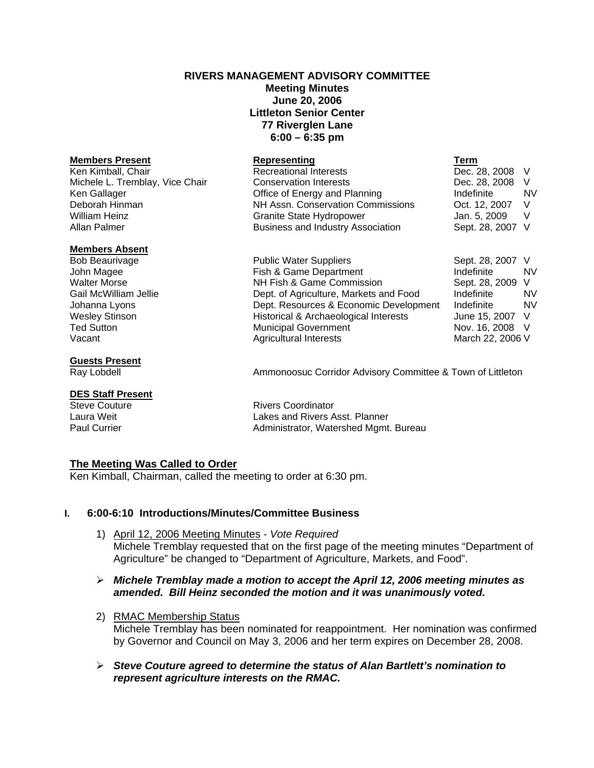# RIVERS MANAGEMENT ADVISORY COMMITTEE
**Meeting Minutes**
**June 20, 2006**
**Littleton Senior Center**
**77 Riverglen Lane**
**6:00 – 6:35 pm**

| **Members Present** | **Representing** | **Term** | |
|---|---|---|---|
| Ken Kimball, Chair | Recreational Interests | Dec. 28, 2008 | V |
| Michele L. Tremblay, Vice Chair | Conservation Interests | Dec. 28, 2008 | V |
| Ken Gallager | Office of Energy and Planning | Indefinite | NV |
| Deborah Hinman | NH Assn. Conservation Commissions | Oct. 12, 2007 | V |
| William Heinz | Granite State Hydropower | Jan. 5, 2009 | V |
| Allan Palmer | Business and Industry Association | Sept. 28, 2007 | V |
| **Members Absent** | | | |
| Bob Beaurivage | Public Water Suppliers | Sept. 28, 2007 | V |
| John Magee | Fish & Game Department | Indefinite | NV |
| Walter Morse | NH Fish & Game Commission | Sept. 28, 2009 | V |
| Gail McWilliam Jellie | Dept. of Agriculture, Markets and Food | Indefinite | NV |
| Johanna Lyons | Dept. Resources & Economic Development | Indefinite | NV |
| Wesley Stinson | Historical & Archaeological Interests | June 15, 2007 | V |
| Ted Sutton | Municipal Government | Nov. 16, 2008 | V |
| Vacant | Agricultural Interests | March 22, 2006 | V |

**Guests Present**

Ray Lobdell — Ammonoosuc Corridor Advisory Committee & Town of Littleton

**DES Staff Present**

Steve Couture — Rivers Coordinator
Laura Weit — Lakes and Rivers Asst. Planner
Paul Currier — Administrator, Watershed Mgmt. Bureau

## The Meeting Was Called to Order

Ken Kimball, Chairman, called the meeting to order at 6:30 pm.

## I. 6:00-6:10 Introductions/Minutes/Committee Business

1) April 12, 2006 Meeting Minutes - *Vote Required*
   Michele Tremblay requested that on the first page of the meeting minutes "Department of Agriculture" be changed to "Department of Agriculture, Markets, and Food".

- ***Michele Tremblay made a motion to accept the April 12, 2006 meeting minutes as amended. Bill Heinz seconded the motion and it was unanimously voted.***

2) RMAC Membership Status
   Michele Tremblay has been nominated for reappointment. Her nomination was confirmed by Governor and Council on May 3, 2006 and her term expires on December 28, 2008.

- ***Steve Couture agreed to determine the status of Alan Bartlett's nomination to represent agriculture interests on the RMAC.***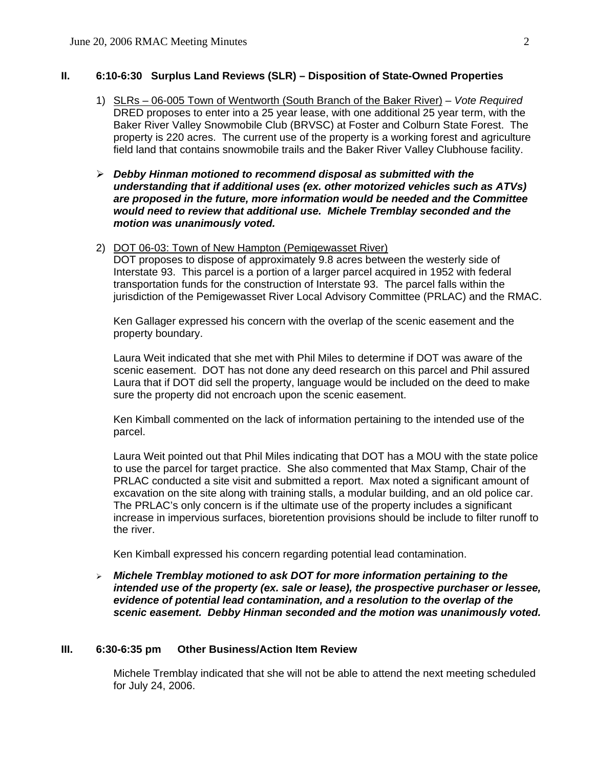## II. 6:10-6:30 Surplus Land Reviews (SLR) – Disposition of State-Owned Properties

1) SLRs – 06-005 Town of Wentworth (South Branch of the Baker River) – *Vote Required*
DRED proposes to enter into a 25 year lease, with one additional 25 year term, with the Baker River Valley Snowmobile Club (BRVSC) at Foster and Colburn State Forest. The property is 220 acres. The current use of the property is a working forest and agriculture field land that contains snowmobile trails and the Baker River Valley Clubhouse facility.

- ***Debby Hinman motioned to recommend disposal as submitted with the understanding that if additional uses (ex. other motorized vehicles such as ATVs) are proposed in the future, more information would be needed and the Committee would need to review that additional use. Michele Tremblay seconded and the motion was unanimously voted.***

2) DOT 06-03: Town of New Hampton (Pemigewasset River)
DOT proposes to dispose of approximately 9.8 acres between the westerly side of Interstate 93. This parcel is a portion of a larger parcel acquired in 1952 with federal transportation funds for the construction of Interstate 93. The parcel falls within the jurisdiction of the Pemigewasset River Local Advisory Committee (PRLAC) and the RMAC.

Ken Gallager expressed his concern with the overlap of the scenic easement and the property boundary.

Laura Weit indicated that she met with Phil Miles to determine if DOT was aware of the scenic easement. DOT has not done any deed research on this parcel and Phil assured Laura that if DOT did sell the property, language would be included on the deed to make sure the property did not encroach upon the scenic easement.

Ken Kimball commented on the lack of information pertaining to the intended use of the parcel.

Laura Weit pointed out that Phil Miles indicating that DOT has a MOU with the state police to use the parcel for target practice. She also commented that Max Stamp, Chair of the PRLAC conducted a site visit and submitted a report. Max noted a significant amount of excavation on the site along with training stalls, a modular building, and an old police car. The PRLAC's only concern is if the ultimate use of the property includes a significant increase in impervious surfaces, bioretention provisions should be include to filter runoff to the river.

Ken Kimball expressed his concern regarding potential lead contamination.

- ***Michele Tremblay motioned to ask DOT for more information pertaining to the intended use of the property (ex. sale or lease), the prospective purchaser or lessee, evidence of potential lead contamination, and a resolution to the overlap of the scenic easement. Debby Hinman seconded and the motion was unanimously voted.***

## III. 6:30-6:35 pm Other Business/Action Item Review

Michele Tremblay indicated that she will not be able to attend the next meeting scheduled for July 24, 2006.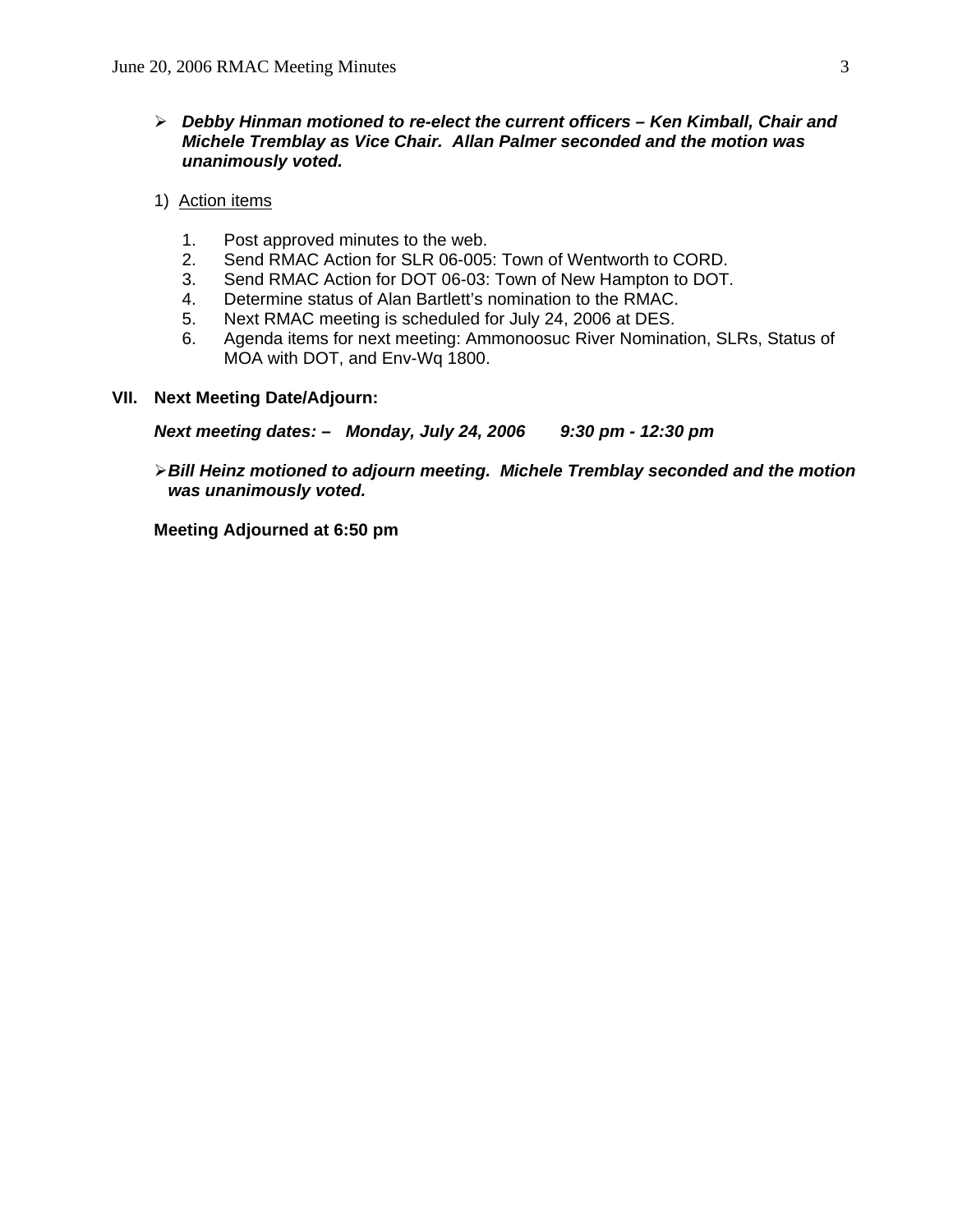- ***Debby Hinman motioned to re-elect the current officers – Ken Kimball, Chair and Michele Tremblay as Vice Chair. Allan Palmer seconded and the motion was unanimously voted.***

1) Action items

1. Post approved minutes to the web.
2. Send RMAC Action for SLR 06-005: Town of Wentworth to CORD.
3. Send RMAC Action for DOT 06-03: Town of New Hampton to DOT.
4. Determine status of Alan Bartlett's nomination to the RMAC.
5. Next RMAC meeting is scheduled for July 24, 2006 at DES.
6. Agenda items for next meeting: Ammonoosuc River Nomination, SLRs, Status of MOA with DOT, and Env-Wq 1800.

**VII. Next Meeting Date/Adjourn:**

***Next meeting dates: – Monday, July 24, 2006 9:30 pm - 12:30 pm***

- ***Bill Heinz motioned to adjourn meeting. Michele Tremblay seconded and the motion was unanimously voted.***

**Meeting Adjourned at 6:50 pm**